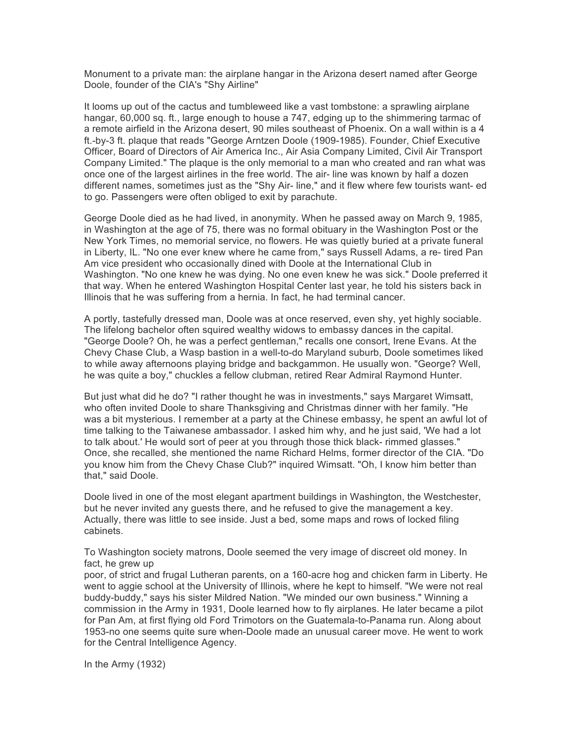Monument to a private man: the airplane hangar in the Arizona desert named after George Doole, founder of the CIA's "Shy Airline"

It looms up out of the cactus and tumbleweed like a vast tombstone: a sprawling airplane hangar, 60,000 sq. ft., large enough to house a 747, edging up to the shimmering tarmac of a remote airfield in the Arizona desert, 90 miles southeast of Phoenix. On a wall within is a 4 ft.-by-3 ft. plaque that reads "George Arntzen Doole (1909-1985). Founder, Chief Executive Officer, Board of Directors of Air America Inc., Air Asia Company Limited, Civil Air Transport Company Limited." The plaque is the only memorial to a man who created and ran what was once one of the largest airlines in the free world. The air- line was known by half a dozen different names, sometimes just as the "Shy Air- line," and it flew where few tourists want- ed to go. Passengers were often obliged to exit by parachute.

George Doole died as he had lived, in anonymity. When he passed away on March 9, 1985, in Washington at the age of 75, there was no formal obituary in the Washington Post or the New York Times, no memorial service, no flowers. He was quietly buried at a private funeral in Liberty, IL. "No one ever knew where he came from," says Russell Adams, a re- tired Pan Am vice president who occasionally dined with Doole at the International Club in Washington. "No one knew he was dying. No one even knew he was sick." Doole preferred it that way. When he entered Washington Hospital Center last year, he told his sisters back in Illinois that he was suffering from a hernia. In fact, he had terminal cancer.

A portly, tastefully dressed man, Doole was at once reserved, even shy, yet highly sociable. The lifelong bachelor often squired wealthy widows to embassy dances in the capital. "George Doole? Oh, he was a perfect gentleman," recalls one consort, Irene Evans. At the Chevy Chase Club, a Wasp bastion in a well-to-do Maryland suburb, Doole sometimes liked to while away afternoons playing bridge and backgammon. He usually won. "George? Well, he was quite a boy," chuckles a fellow clubman, retired Rear Admiral Raymond Hunter.

But just what did he do? "I rather thought he was in investments," says Margaret Wimsatt, who often invited Doole to share Thanksgiving and Christmas dinner with her family. "He was a bit mysterious. I remember at a party at the Chinese embassy, he spent an awful lot of time talking to the Taiwanese ambassador. I asked him why, and he just said, 'We had a lot to talk about.' He would sort of peer at you through those thick black- rimmed glasses." Once, she recalled, she mentioned the name Richard Helms, former director of the CIA. "Do you know him from the Chevy Chase Club?" inquired Wimsatt. "Oh, I know him better than that," said Doole.

Doole lived in one of the most elegant apartment buildings in Washington, the Westchester, but he never invited any guests there, and he refused to give the management a key. Actually, there was little to see inside. Just a bed, some maps and rows of locked filing cabinets.

To Washington society matrons, Doole seemed the very image of discreet old money. In fact, he grew up poor, of strict and frugal Lutheran parents, on a 160-acre hog and chicken farm in Liberty. He went to aggie school at the University of Illinois, where he kept to himself. "We were not real buddy-buddy," says his sister Mildred Nation. "We minded our own business." Winning a commission in the Army in 1931, Doole learned how to fly airplanes. He later became a pilot for Pan Am, at first flying old Ford Trimotors on the Guatemala-to-Panama run. Along about 1953-no one seems quite sure when-Doole made an unusual career move. He went to work for the Central Intelligence Agency.

In the Army (1932)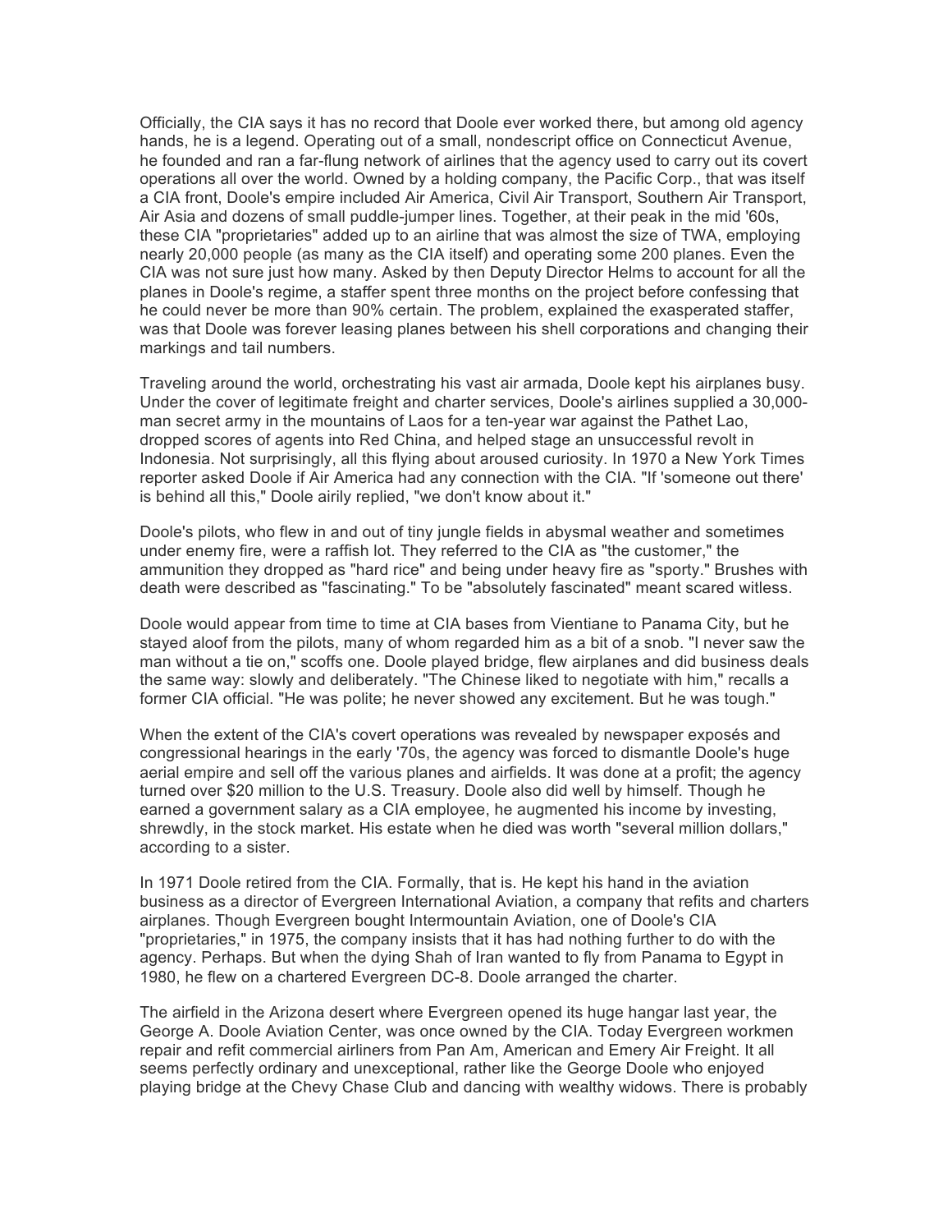Officially, the CIA says it has no record that Doole ever worked there, but among old agency hands, he is a legend. Operating out of a small, nondescript office on Connecticut Avenue, he founded and ran a far-flung network of airlines that the agency used to carry out its covert operations all over the world. Owned by a holding company, the Pacific Corp., that was itself a CIA front, Doole's empire included Air America, Civil Air Transport, Southern Air Transport, Air Asia and dozens of small puddle-jumper lines. Together, at their peak in the mid '60s, these CIA "proprietaries" added up to an airline that was almost the size of TWA, employing nearly 20,000 people (as many as the CIA itself) and operating some 200 planes. Even the CIA was not sure just how many. Asked by then Deputy Director Helms to account for all the planes in Doole's regime, a staffer spent three months on the project before confessing that he could never be more than 90% certain. The problem, explained the exasperated staffer, was that Doole was forever leasing planes between his shell corporations and changing their markings and tail numbers.

Traveling around the world, orchestrating his vast air armada, Doole kept his airplanes busy. Under the cover of legitimate freight and charter services, Doole's airlines supplied a 30,000-man secret army in the mountains of Laos for a ten-year war against the Pathet Lao, dropped scores of agents into Red China, and helped stage an unsuccessful revolt in Indonesia. Not surprisingly, all this flying about aroused curiosity. In 1970 a New York Times reporter asked Doole if Air America had any connection with the CIA. "If 'someone out there' is behind all this," Doole airily replied, "we don't know about it."

Doole's pilots, who flew in and out of tiny jungle fields in abysmal weather and sometimes under enemy fire, were a raffish lot. They referred to the CIA as "the customer," the ammunition they dropped as "hard rice" and being under heavy fire as "sporty." Brushes with death were described as "fascinating." To be "absolutely fascinated" meant scared witless.

Doole would appear from time to time at CIA bases from Vientiane to Panama City, but he stayed aloof from the pilots, many of whom regarded him as a bit of a snob. "I never saw the man without a tie on," scoffs one. Doole played bridge, flew airplanes and did business deals the same way: slowly and deliberately. "The Chinese liked to negotiate with him," recalls a former CIA official. "He was polite; he never showed any excitement. But he was tough."

When the extent of the CIA's covert operations was revealed by newspaper exposés and congressional hearings in the early '70s, the agency was forced to dismantle Doole's huge aerial empire and sell off the various planes and airfields. It was done at a profit; the agency turned over $20 million to the U.S. Treasury. Doole also did well by himself. Though he earned a government salary as a CIA employee, he augmented his income by investing, shrewdly, in the stock market. His estate when he died was worth "several million dollars," according to a sister.

In 1971 Doole retired from the CIA. Formally, that is. He kept his hand in the aviation business as a director of Evergreen International Aviation, a company that refits and charters airplanes. Though Evergreen bought Intermountain Aviation, one of Doole's CIA "proprietaries," in 1975, the company insists that it has had nothing further to do with the agency. Perhaps. But when the dying Shah of Iran wanted to fly from Panama to Egypt in 1980, he flew on a chartered Evergreen DC-8. Doole arranged the charter.

The airfield in the Arizona desert where Evergreen opened its huge hangar last year, the George A. Doole Aviation Center, was once owned by the CIA. Today Evergreen workmen repair and refit commercial airliners from Pan Am, American and Emery Air Freight. It all seems perfectly ordinary and unexceptional, rather like the George Doole who enjoyed playing bridge at the Chevy Chase Club and dancing with wealthy widows. There is probably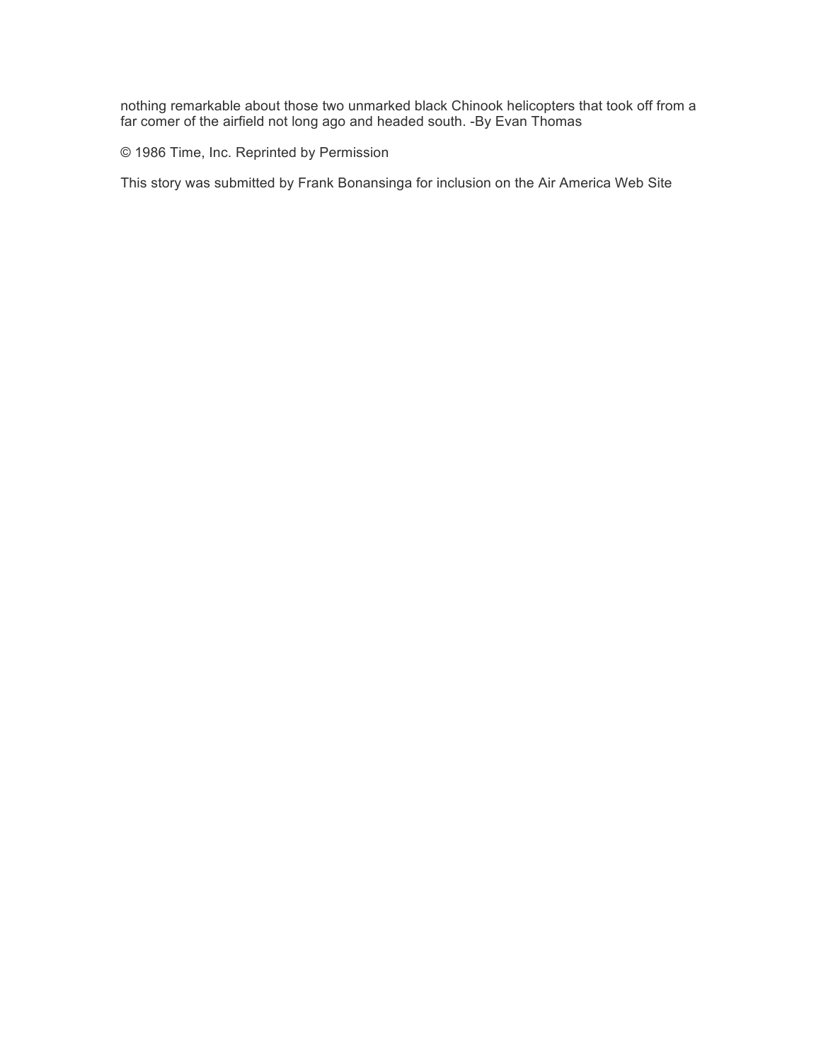nothing remarkable about those two unmarked black Chinook helicopters that took off from a far comer of the airfield not long ago and headed south. -By Evan Thomas

© 1986 Time, Inc. Reprinted by Permission

This story was submitted by Frank Bonansinga for inclusion on the Air America Web Site